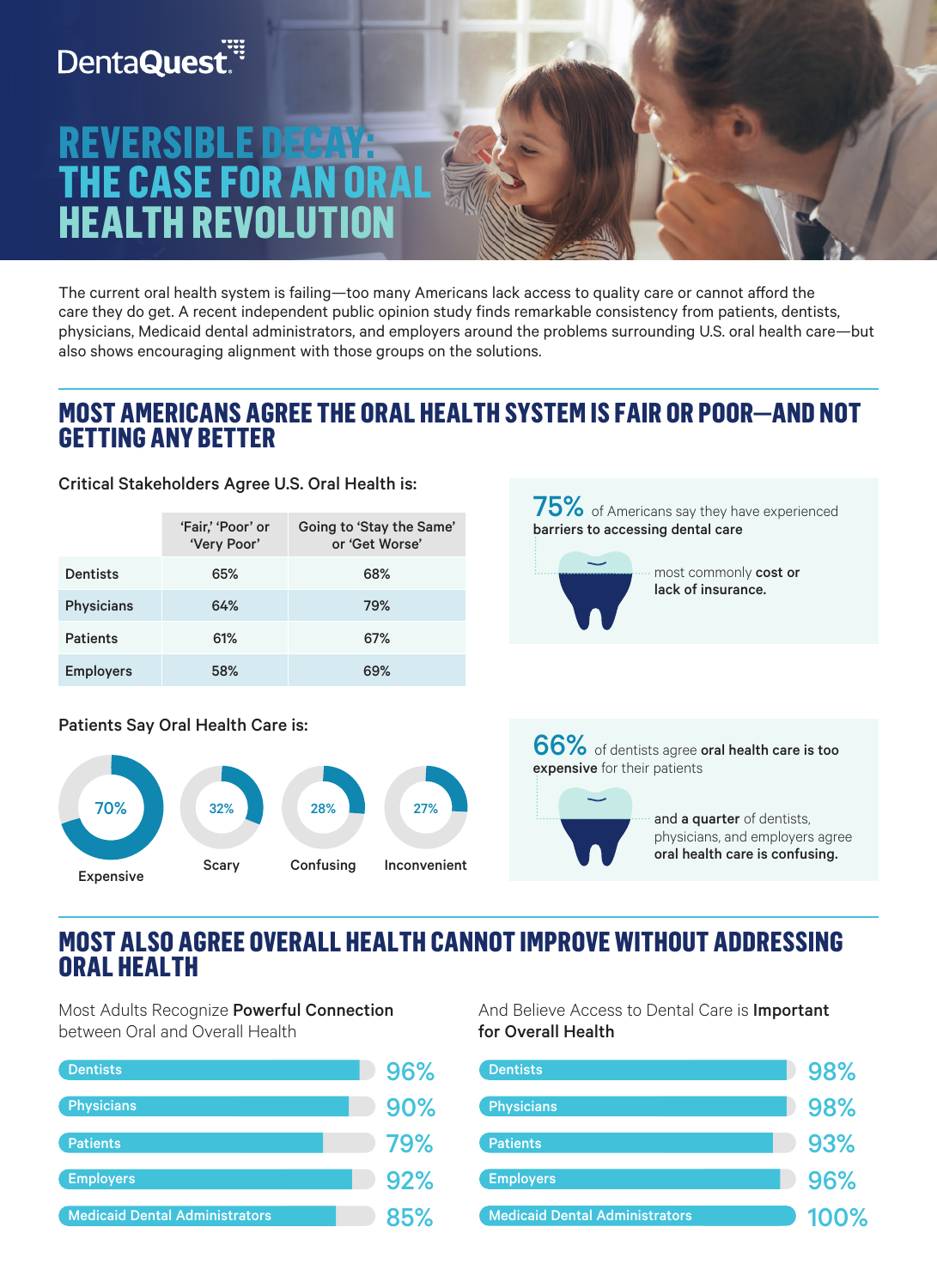DentaQuest

# REVERSIBLE DECAY: THE CASE FOR AN ORAL HEALTH REVOLUTION

The current oral health system is failing—too many Americans lack access to quality care or cannot afford the care they do get. A recent independent public opinion study finds remarkable consistency from patients, dentists, physicians, Medicaid dental administrators, and employers around the problems surrounding U.S. oral health care—but also shows encouraging alignment with those groups on the solutions.

## MOST AMERICANS AGREE THE ORAL HEALTH SYSTEM IS FAIR OR POOR—AND NOT GETTING ANY BETTER

Critical Stakeholders Agree U.S. Oral Health is:

| | 'Fair,' 'Poor' or 'Very Poor' | Going to 'Stay the Same' or 'Get Worse' |
|---|---|---|
| Dentists | 65% | 68% |
| Physicians | 64% | 79% |
| Patients | 61% | 67% |
| Employers | 58% | 69% |

**75%** of Americans say they have experienced **barriers to accessing dental care**

most commonly **cost or lack of insurance.**

Patients Say Oral Health Care is:

- 70% Expensive
- 32% Scary
- 28% Confusing
- 27% Inconvenient

**66%** of dentists agree **oral health care is too expensive** for their patients

**and a quarter** of dentists, physicians, and employers agree **oral health care is confusing.**

## MOST ALSO AGREE OVERALL HEALTH CANNOT IMPROVE WITHOUT ADDRESSING ORAL HEALTH

Most Adults Recognize **Powerful Connection** between Oral and Overall Health

| Group | % |
|---|---|
| Dentists | 96% |
| Physicians | 90% |
| Patients | 79% |
| Employers | 92% |
| Medicaid Dental Administrators | 85% |

And Believe Access to Dental Care is **Important for Overall Health**

| Group | % |
|---|---|
| Dentists | 98% |
| Physicians | 98% |
| Patients | 93% |
| Employers | 96% |
| Medicaid Dental Administrators | 100% |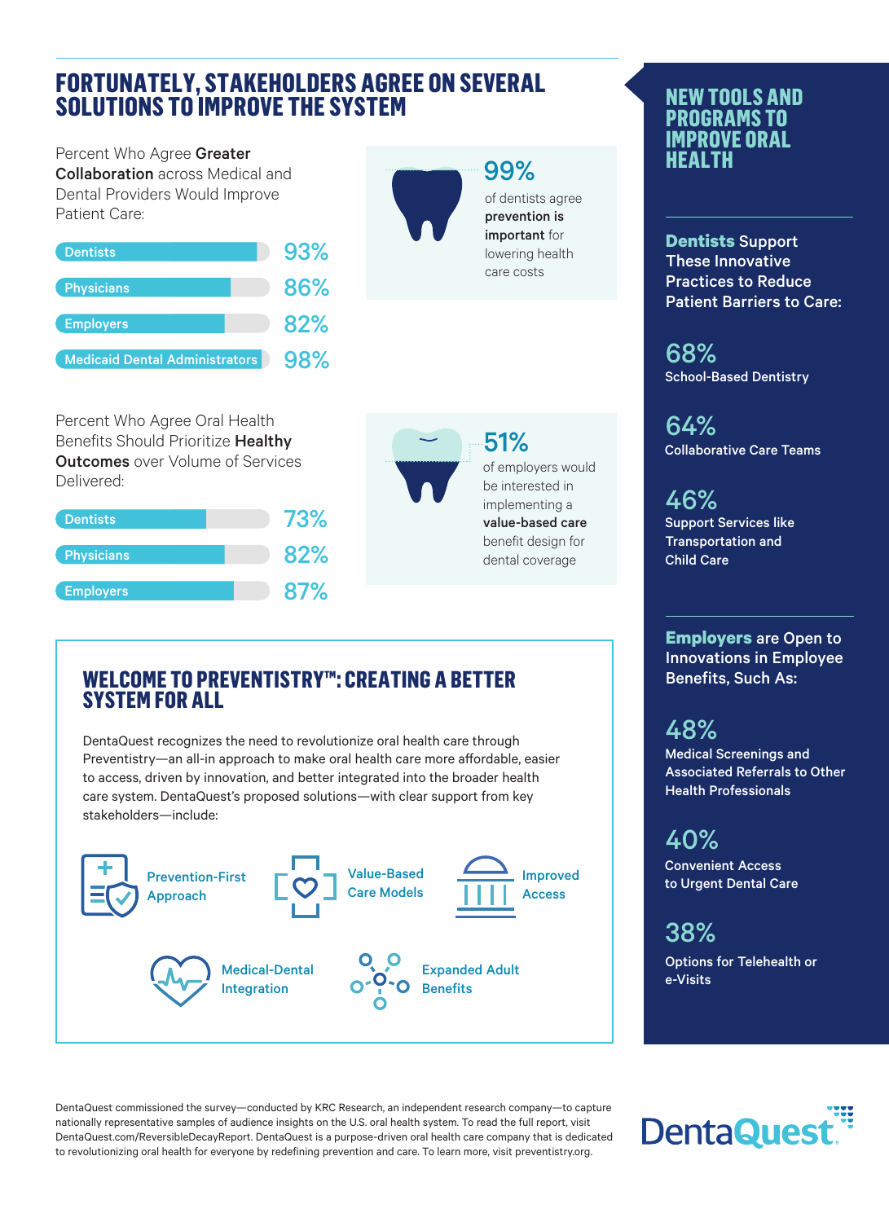## FORTUNATELY, STAKEHOLDERS AGREE ON SEVERAL SOLUTIONS TO IMPROVE THE SYSTEM

Percent Who Agree **Greater Collaboration** across Medical and Dental Providers Would Improve Patient Care:

Dentists 93%
Physicians 86%
Employers 82%
Medicaid Dental Administrators 98%

**99%** of dentists agree **prevention is important** for lowering health care costs

Percent Who Agree Oral Health Benefits Should Prioritize **Healthy Outcomes** over Volume of Services Delivered:

Dentists 73%
Physicians 82%
Employers 87%

**51%** of employers would be interested in implementing a **value-based care** benefit design for dental coverage

## WELCOME TO PREVENTISTRY™: CREATING A BETTER SYSTEM FOR ALL

DentaQuest recognizes the need to revolutionize oral health care through Preventistry—an all-in approach to make oral health care more affordable, easier to access, driven by innovation, and better integrated into the broader health care system. DentaQuest's proposed solutions—with clear support from key stakeholders—include:

- Prevention-First Approach
- Value-Based Care Models
- Improved Access
- Medical-Dental Integration
- Expanded Adult Benefits

## NEW TOOLS AND PROGRAMS TO IMPROVE ORAL HEALTH

**Dentists** Support These Innovative Practices to Reduce Patient Barriers to Care:

**68%** School-Based Dentistry

**64%** Collaborative Care Teams

**46%** Support Services like Transportation and Child Care

**Employers** are Open to Innovations in Employee Benefits, Such As:

**48%** Medical Screenings and Associated Referrals to Other Health Professionals

**40%** Convenient Access to Urgent Dental Care

**38%** Options for Telehealth or e-Visits

DentaQuest commissioned the survey—conducted by KRC Research, an independent research company—to capture nationally representative samples of audience insights on the U.S. oral health system. To read the full report, visit DentaQuest.com/ReversibleDecayReport. DentaQuest is a purpose-driven oral health care company that is dedicated to revolutionizing oral health for everyone by redefining prevention and care. To learn more, visit preventistry.org.

DentaQuest